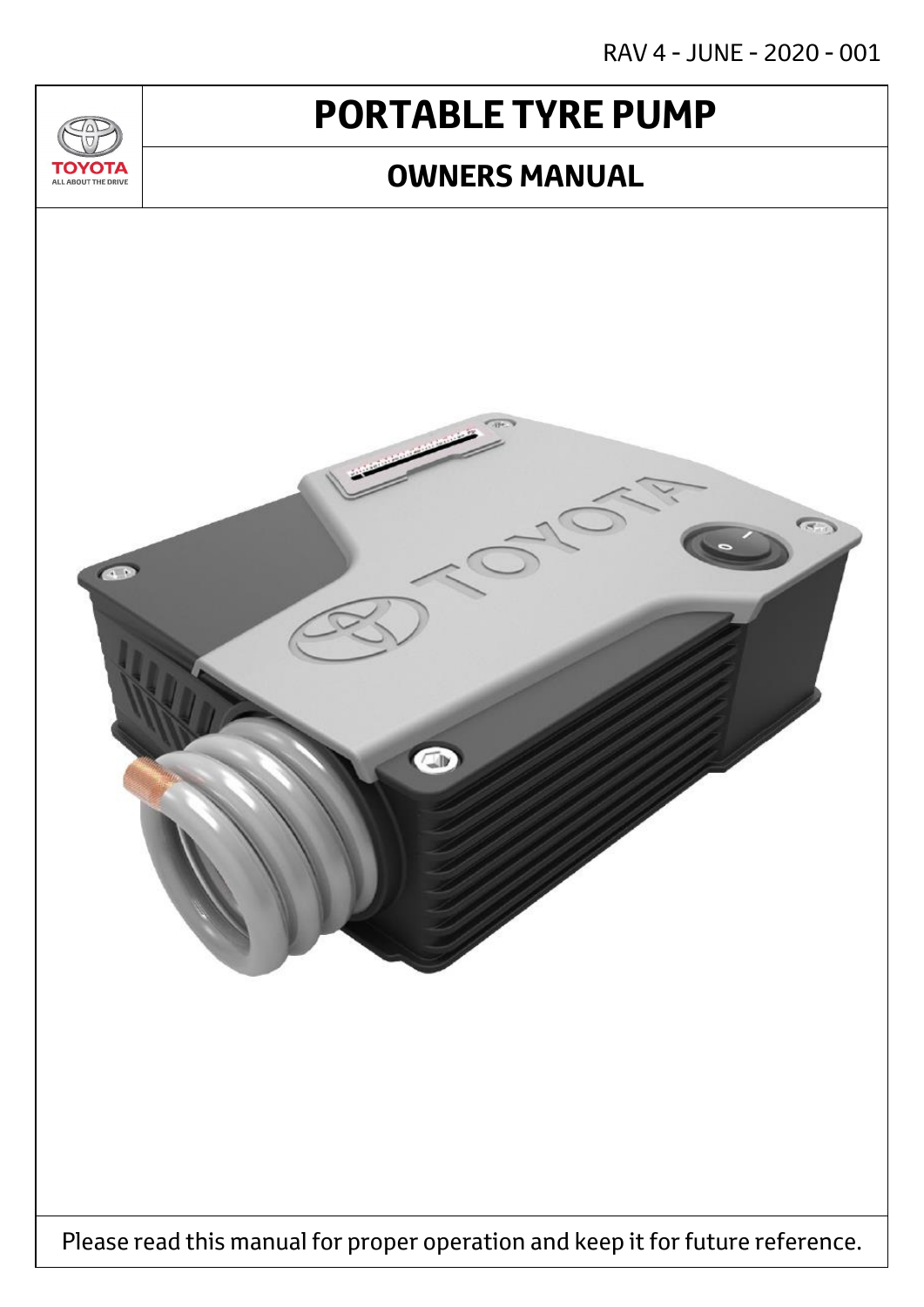RAV 4 - JUNE - 2020 - 001

# PORTABLE TYRE PUMP

## OWNERS MANUAL

Please read this manual for proper operation and keep it for future reference.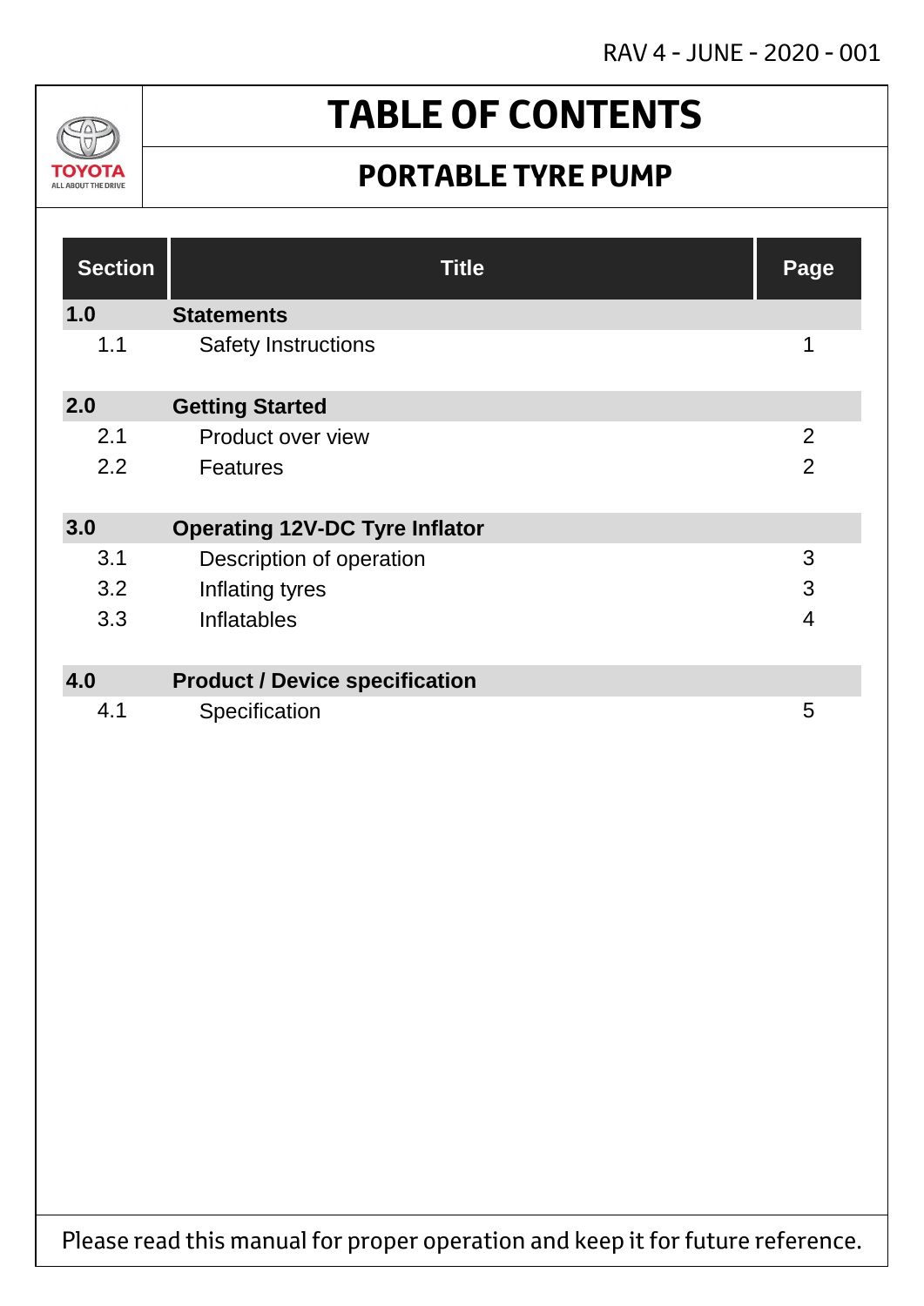# TABLE OF CONTENTS

## PORTABLE TYRE PUMP

| Section | Title | Page |
|---|---|---|
| **1.0** | **Statements** | |
| 1.1 | Safety Instructions | 1 |
| **2.0** | **Getting Started** | |
| 2.1 | Product over view | 2 |
| 2.2 | Features | 2 |
| **3.0** | **Operating 12V-DC Tyre Inflator** | |
| 3.1 | Description of operation | 3 |
| 3.2 | Inflating tyres | 3 |
| 3.3 | Inflatables | 4 |
| **4.0** | **Product / Device specification** | |
| 4.1 | Specification | 5 |

Please read this manual for proper operation and keep it for future reference.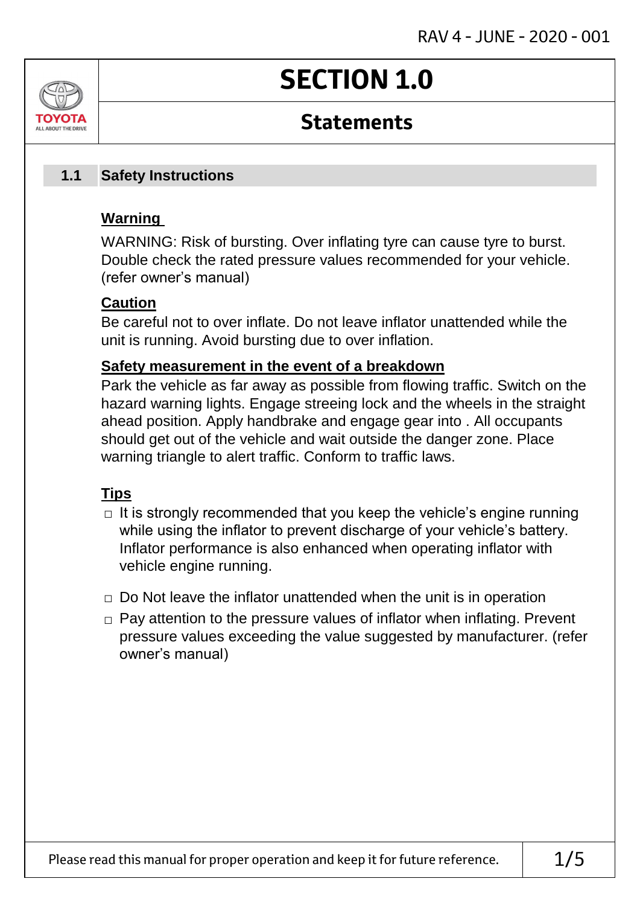# SECTION 1.0

## Statements

### 1.1 Safety Instructions

**Warning**

WARNING: Risk of bursting. Over inflating tyre can cause tyre to burst. Double check the rated pressure values recommended for your vehicle. (refer owner's manual)

**Caution**

Be careful not to over inflate. Do not leave inflator unattended while the unit is running. Avoid bursting due to over inflation.

**Safety measurement in the event of a breakdown**

Park the vehicle as far away as possible from flowing traffic. Switch on the hazard warning lights. Engage streeing lock and the wheels in the straight ahead position. Apply handbrake and engage gear into . All occupants should get out of the vehicle and wait outside the danger zone. Place warning triangle to alert traffic. Conform to traffic laws.

**Tips**

- It is strongly recommended that you keep the vehicle's engine running while using the inflator to prevent discharge of your vehicle's battery. Inflator performance is also enhanced when operating inflator with vehicle engine running.
- Do Not leave the inflator unattended when the unit is in operation
- Pay attention to the pressure values of inflator when inflating. Prevent pressure values exceeding the value suggested by manufacturer. (refer owner's manual)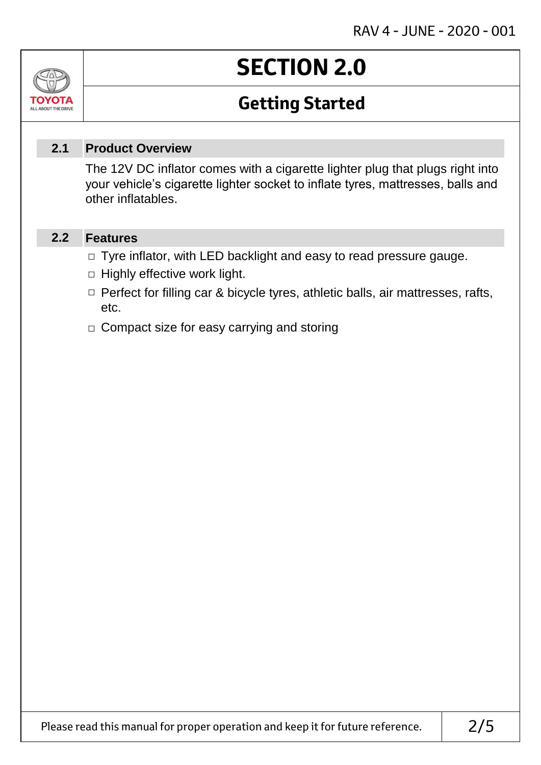# SECTION 2.0

## Getting Started

### 2.1 Product Overview

The 12V DC inflator comes with a cigarette lighter plug that plugs right into your vehicle's cigarette lighter socket to inflate tyres, mattresses, balls and other inflatables.

### 2.2 Features

- Tyre inflator, with LED backlight and easy to read pressure gauge.
- Highly effective work light.
- Perfect for filling car & bicycle tyres, athletic balls, air mattresses, rafts, etc.
- Compact size for easy carrying and storing

Please read this manual for proper operation and keep it for future reference.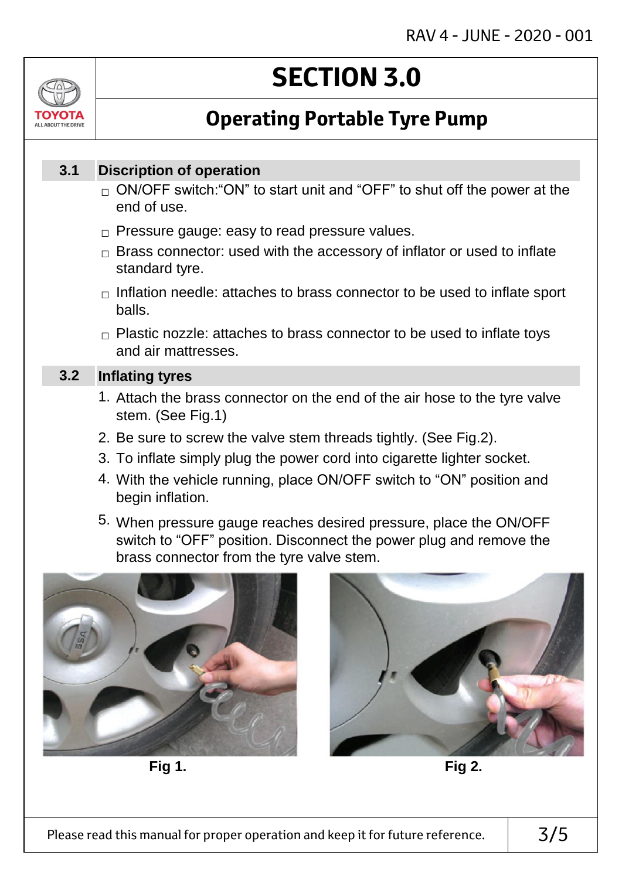# SECTION 3.0

## Operating Portable Tyre Pump

### 3.1 Discription of operation

- ON/OFF switch:"ON" to start unit and "OFF" to shut off the power at the end of use.
- Pressure gauge: easy to read pressure values.
- Brass connector: used with the accessory of inflator or used to inflate standard tyre.
- Inflation needle: attaches to brass connector to be used to inflate sport balls.
- Plastic nozzle: attaches to brass connector to be used to inflate toys and air mattresses.

### 3.2 Inflating tyres

1. Attach the brass connector on the end of the air hose to the tyre valve stem. (See Fig.1)
2. Be sure to screw the valve stem threads tightly. (See Fig.2).
3. To inflate simply plug the power cord into cigarette lighter socket.
4. With the vehicle running, place ON/OFF switch to "ON" position and begin inflation.
5. When pressure gauge reaches desired pressure, place the ON/OFF switch to "OFF" position. Disconnect the power plug and remove the brass connector from the tyre valve stem.

**Fig 1.**

**Fig 2.**

Please read this manual for proper operation and keep it for future reference.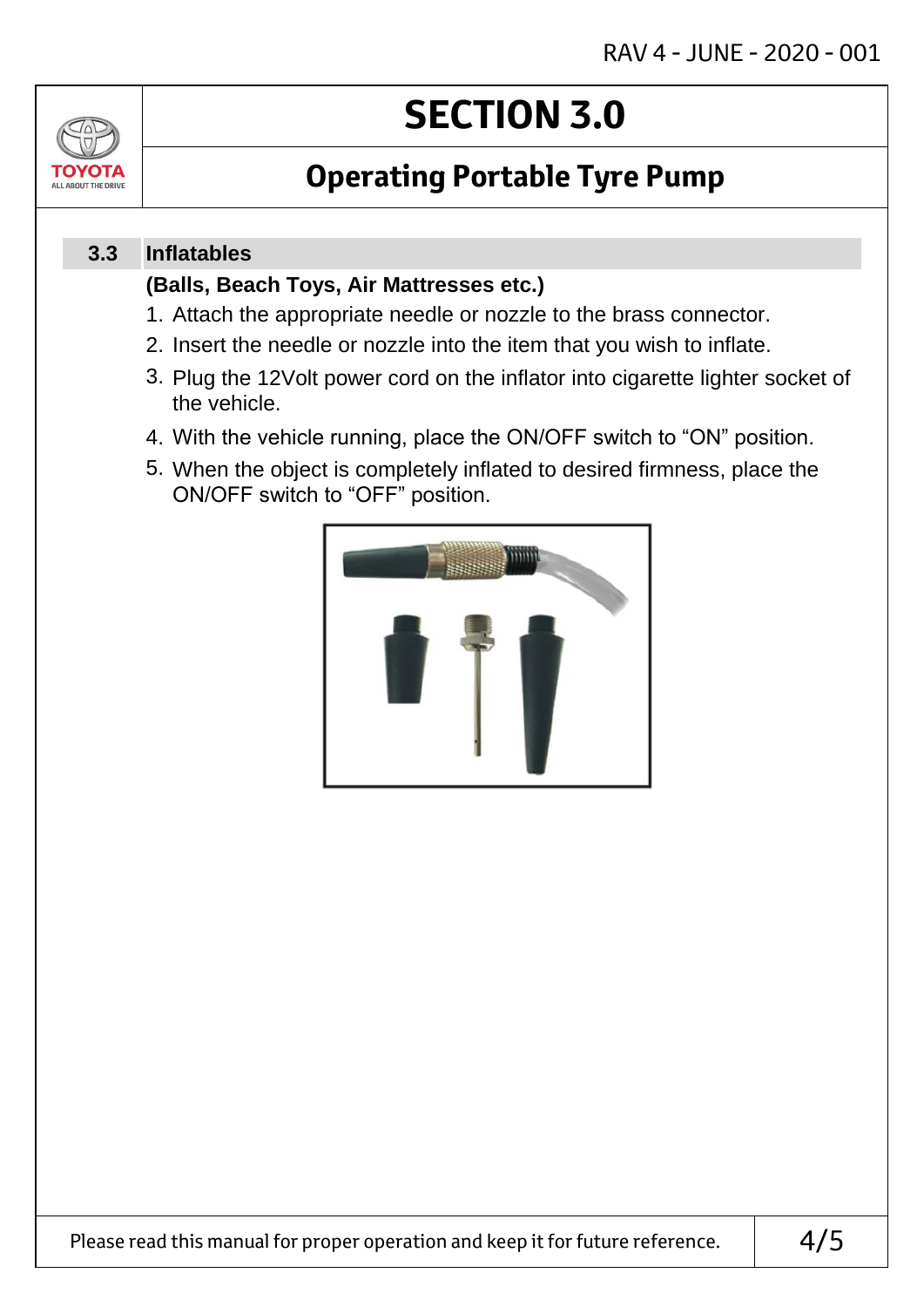# SECTION 3.0

## Operating Portable Tyre Pump

### 3.3 Inflatables

**(Balls, Beach Toys, Air Mattresses etc.)**

1. Attach the appropriate needle or nozzle to the brass connector.
2. Insert the needle or nozzle into the item that you wish to inflate.
3. Plug the 12Volt power cord on the inflator into cigarette lighter socket of the vehicle.
4. With the vehicle running, place the ON/OFF switch to "ON" position.
5. When the object is completely inflated to desired firmness, place the ON/OFF switch to "OFF" position.

Please read this manual for proper operation and keep it for future reference.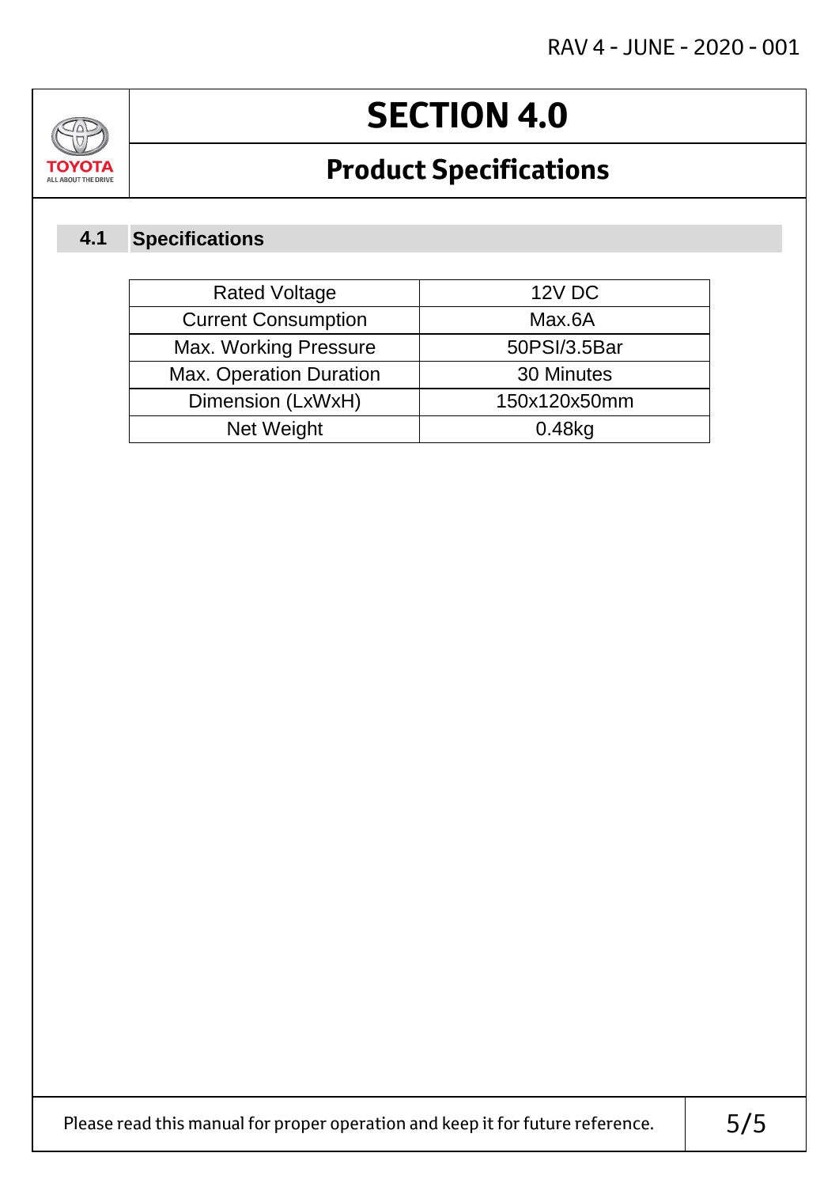# SECTION 4.0

## Product Specifications

### 4.1 Specifications

| | |
|---|---|
| Rated Voltage | 12V DC |
| Current Consumption | Max.6A |
| Max. Working Pressure | 50PSI/3.5Bar |
| Max. Operation Duration | 30 Minutes |
| Dimension (LxWxH) | 150x120x50mm |
| Net Weight | 0.48kg |

Please read this manual for proper operation and keep it for future reference.